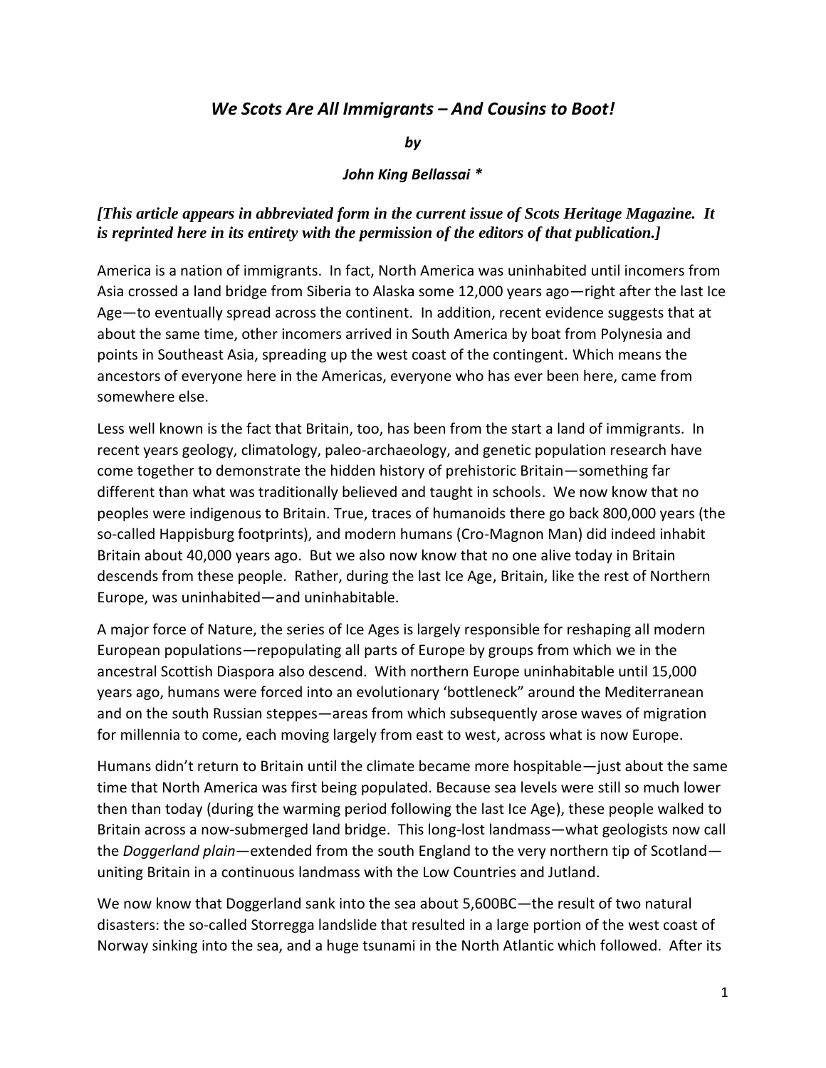## *We Scots Are All Immigrants – And Cousins to Boot!*

***by***

***John King Bellassai* ***

***[This article appears in abbreviated form in the current issue of Scots Heritage Magazine. It is reprinted here in its entirety with the permission of the editors of that publication.]***

America is a nation of immigrants. In fact, North America was uninhabited until incomers from Asia crossed a land bridge from Siberia to Alaska some 12,000 years ago—right after the last Ice Age—to eventually spread across the continent. In addition, recent evidence suggests that at about the same time, other incomers arrived in South America by boat from Polynesia and points in Southeast Asia, spreading up the west coast of the contingent. Which means the ancestors of everyone here in the Americas, everyone who has ever been here, came from somewhere else.

Less well known is the fact that Britain, too, has been from the start a land of immigrants. In recent years geology, climatology, paleo-archaeology, and genetic population research have come together to demonstrate the hidden history of prehistoric Britain—something far different than what was traditionally believed and taught in schools. We now know that no peoples were indigenous to Britain. True, traces of humanoids there go back 800,000 years (the so-called Happisburg footprints), and modern humans (Cro-Magnon Man) did indeed inhabit Britain about 40,000 years ago. But we also now know that no one alive today in Britain descends from these people. Rather, during the last Ice Age, Britain, like the rest of Northern Europe, was uninhabited—and uninhabitable.

A major force of Nature, the series of Ice Ages is largely responsible for reshaping all modern European populations—repopulating all parts of Europe by groups from which we in the ancestral Scottish Diaspora also descend. With northern Europe uninhabitable until 15,000 years ago, humans were forced into an evolutionary 'bottleneck" around the Mediterranean and on the south Russian steppes—areas from which subsequently arose waves of migration for millennia to come, each moving largely from east to west, across what is now Europe.

Humans didn't return to Britain until the climate became more hospitable—just about the same time that North America was first being populated. Because sea levels were still so much lower then than today (during the warming period following the last Ice Age), these people walked to Britain across a now-submerged land bridge. This long-lost landmass—what geologists now call the *Doggerland plain*—extended from the south England to the very northern tip of Scotland—uniting Britain in a continuous landmass with the Low Countries and Jutland.

We now know that Doggerland sank into the sea about 5,600BC—the result of two natural disasters: the so-called Storregga landslide that resulted in a large portion of the west coast of Norway sinking into the sea, and a huge tsunami in the North Atlantic which followed. After its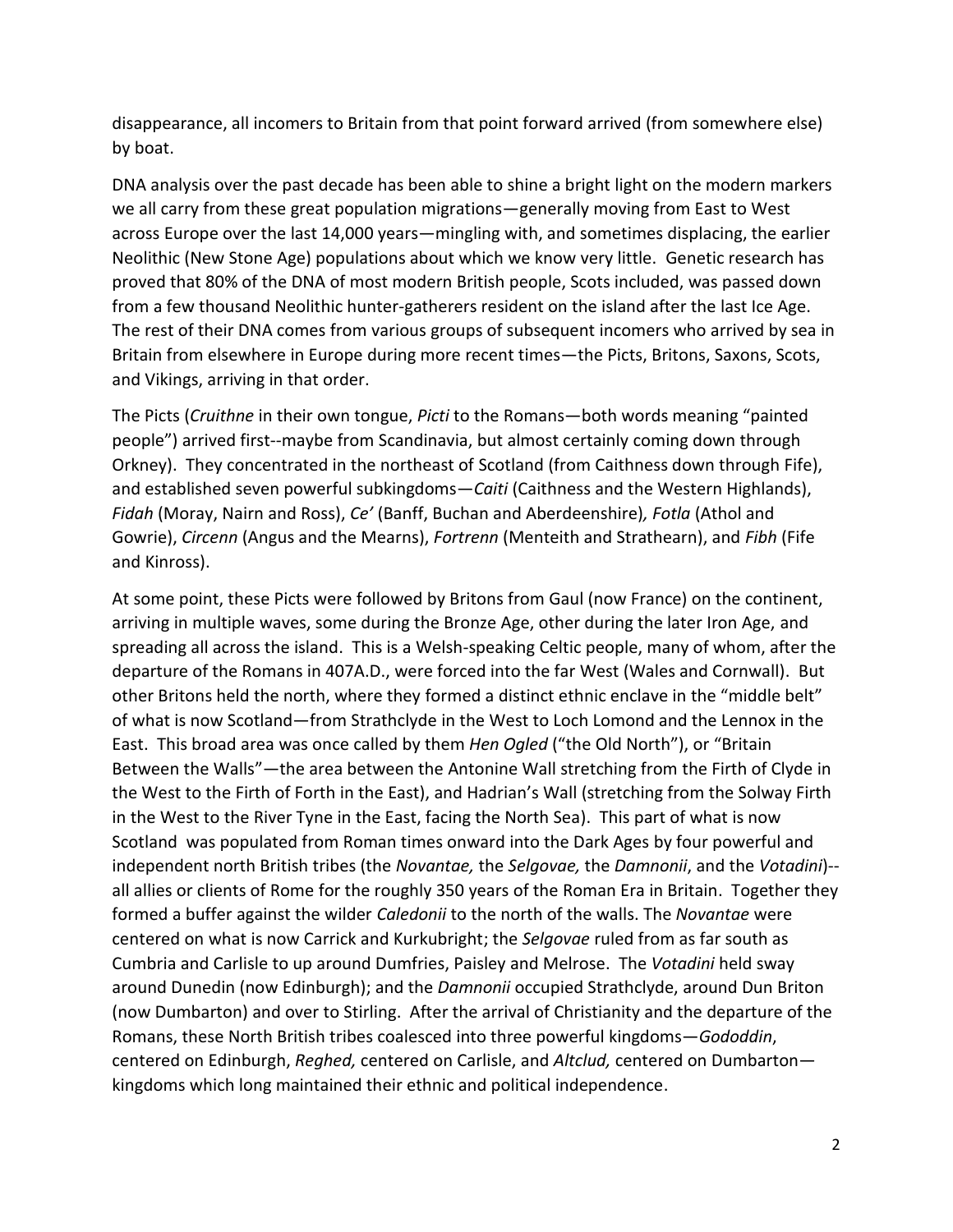disappearance, all incomers to Britain from that point forward arrived (from somewhere else) by boat.

DNA analysis over the past decade has been able to shine a bright light on the modern markers we all carry from these great population migrations—generally moving from East to West across Europe over the last 14,000 years—mingling with, and sometimes displacing, the earlier Neolithic (New Stone Age) populations about which we know very little. Genetic research has proved that 80% of the DNA of most modern British people, Scots included, was passed down from a few thousand Neolithic hunter-gatherers resident on the island after the last Ice Age. The rest of their DNA comes from various groups of subsequent incomers who arrived by sea in Britain from elsewhere in Europe during more recent times—the Picts, Britons, Saxons, Scots, and Vikings, arriving in that order.

The Picts (*Cruithne* in their own tongue, *Picti* to the Romans—both words meaning "painted people") arrived first--maybe from Scandinavia, but almost certainly coming down through Orkney). They concentrated in the northeast of Scotland (from Caithness down through Fife), and established seven powerful subkingdoms—*Caiti* (Caithness and the Western Highlands), *Fidah* (Moray, Nairn and Ross), *Ce'* (Banff, Buchan and Aberdeenshire)*, Fotla* (Athol and Gowrie), *Circenn* (Angus and the Mearns), *Fortrenn* (Menteith and Strathearn), and *Fibh* (Fife and Kinross).

At some point, these Picts were followed by Britons from Gaul (now France) on the continent, arriving in multiple waves, some during the Bronze Age, other during the later Iron Age, and spreading all across the island. This is a Welsh-speaking Celtic people, many of whom, after the departure of the Romans in 407A.D., were forced into the far West (Wales and Cornwall). But other Britons held the north, where they formed a distinct ethnic enclave in the "middle belt" of what is now Scotland—from Strathclyde in the West to Loch Lomond and the Lennox in the East. This broad area was once called by them *Hen Ogled* ("the Old North"), or "Britain Between the Walls"—the area between the Antonine Wall stretching from the Firth of Clyde in the West to the Firth of Forth in the East), and Hadrian's Wall (stretching from the Solway Firth in the West to the River Tyne in the East, facing the North Sea). This part of what is now Scotland was populated from Roman times onward into the Dark Ages by four powerful and independent north British tribes (the *Novantae,* the *Selgovae,* the *Damnonii*, and the *Votadini*)--all allies or clients of Rome for the roughly 350 years of the Roman Era in Britain. Together they formed a buffer against the wilder *Caledonii* to the north of the walls. The *Novantae* were centered on what is now Carrick and Kurkubright; the *Selgovae* ruled from as far south as Cumbria and Carlisle to up around Dumfries, Paisley and Melrose. The *Votadini* held sway around Dunedin (now Edinburgh); and the *Damnonii* occupied Strathclyde, around Dun Briton (now Dumbarton) and over to Stirling. After the arrival of Christianity and the departure of the Romans, these North British tribes coalesced into three powerful kingdoms—*Gododdin*, centered on Edinburgh, *Reghed,* centered on Carlisle, and *Altclud,* centered on Dumbarton—kingdoms which long maintained their ethnic and political independence.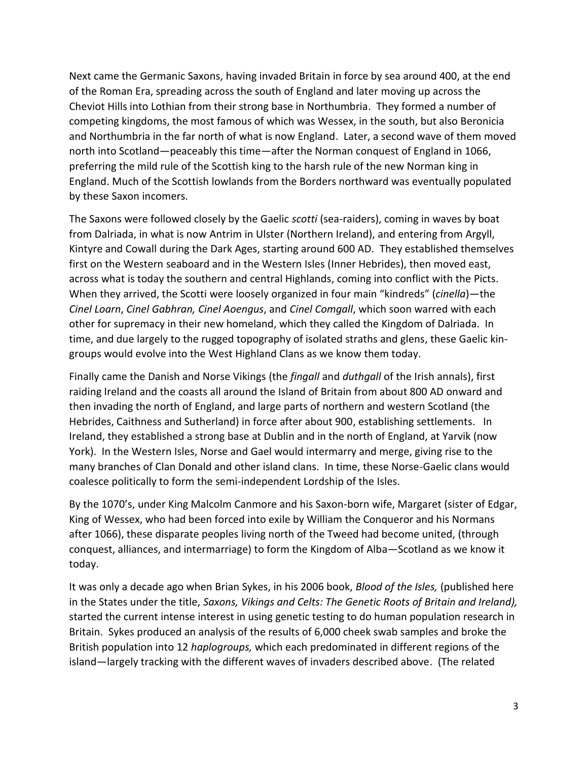Next came the Germanic Saxons, having invaded Britain in force by sea around 400, at the end of the Roman Era, spreading across the south of England and later moving up across the Cheviot Hills into Lothian from their strong base in Northumbria. They formed a number of competing kingdoms, the most famous of which was Wessex, in the south, but also Beronicia and Northumbria in the far north of what is now England. Later, a second wave of them moved north into Scotland—peaceably this time—after the Norman conquest of England in 1066, preferring the mild rule of the Scottish king to the harsh rule of the new Norman king in England. Much of the Scottish lowlands from the Borders northward was eventually populated by these Saxon incomers.

The Saxons were followed closely by the Gaelic *scotti* (sea-raiders), coming in waves by boat from Dalriada, in what is now Antrim in Ulster (Northern Ireland), and entering from Argyll, Kintyre and Cowall during the Dark Ages, starting around 600 AD. They established themselves first on the Western seaboard and in the Western Isles (Inner Hebrides), then moved east, across what is today the southern and central Highlands, coming into conflict with the Picts. When they arrived, the Scotti were loosely organized in four main "kindreds" (*cinella*)—the *Cinel Loarn*, *Cinel Gabhran, Cinel Aoengus*, and *Cinel Comgall*, which soon warred with each other for supremacy in their new homeland, which they called the Kingdom of Dalriada. In time, and due largely to the rugged topography of isolated straths and glens, these Gaelic kin-groups would evolve into the West Highland Clans as we know them today.

Finally came the Danish and Norse Vikings (the *fingall* and *duthgall* of the Irish annals), first raiding Ireland and the coasts all around the Island of Britain from about 800 AD onward and then invading the north of England, and large parts of northern and western Scotland (the Hebrides, Caithness and Sutherland) in force after about 900, establishing settlements. In Ireland, they established a strong base at Dublin and in the north of England, at Yarvik (now York). In the Western Isles, Norse and Gael would intermarry and merge, giving rise to the many branches of Clan Donald and other island clans. In time, these Norse-Gaelic clans would coalesce politically to form the semi-independent Lordship of the Isles.

By the 1070's, under King Malcolm Canmore and his Saxon-born wife, Margaret (sister of Edgar, King of Wessex, who had been forced into exile by William the Conqueror and his Normans after 1066), these disparate peoples living north of the Tweed had become united, (through conquest, alliances, and intermarriage) to form the Kingdom of Alba—Scotland as we know it today.

It was only a decade ago when Brian Sykes, in his 2006 book, *Blood of the Isles,* (published here in the States under the title, *Saxons, Vikings and Celts: The Genetic Roots of Britain and Ireland),* started the current intense interest in using genetic testing to do human population research in Britain. Sykes produced an analysis of the results of 6,000 cheek swab samples and broke the British population into 12 *haplogroups,* which each predominated in different regions of the island—largely tracking with the different waves of invaders described above. (The related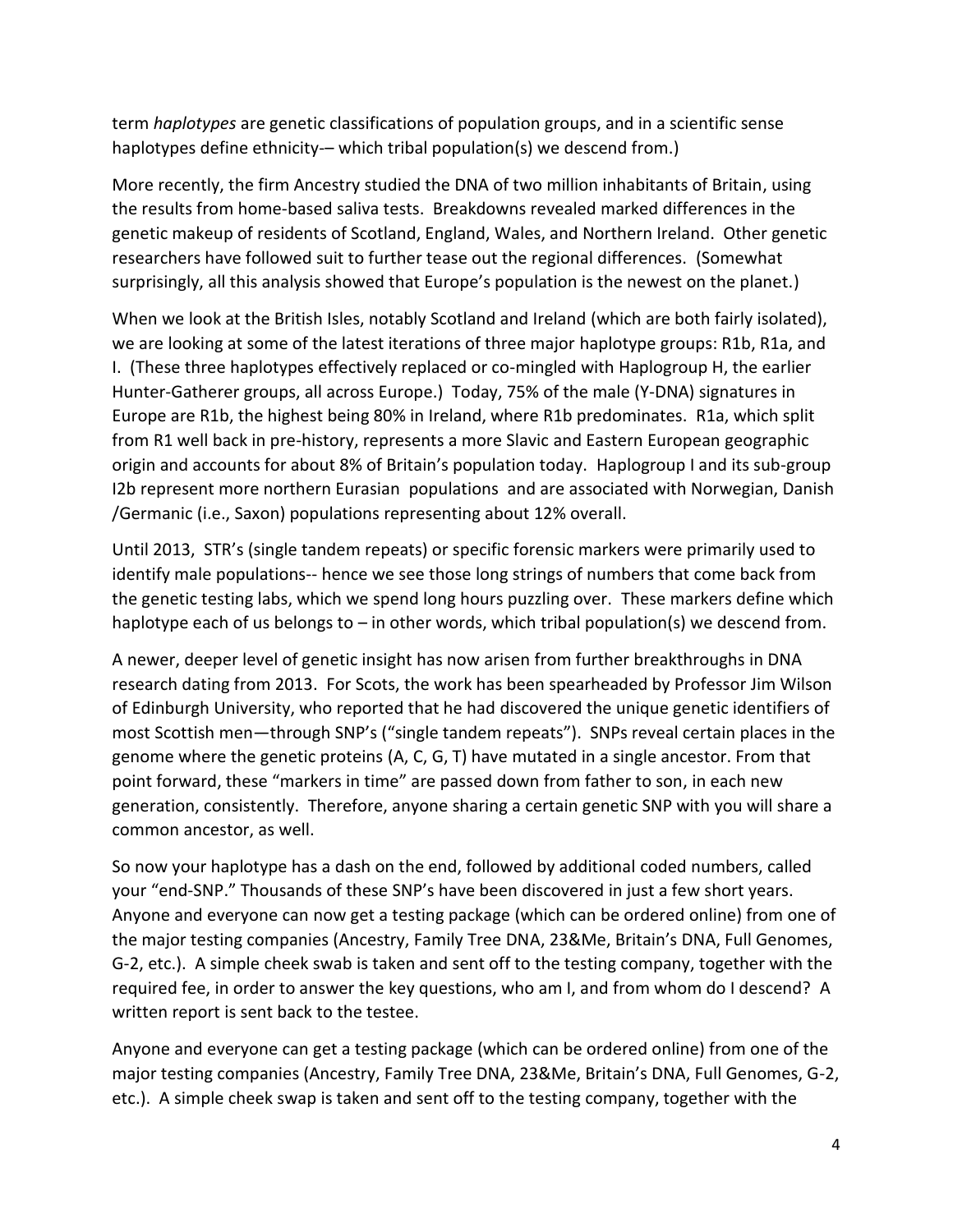term *haplotypes* are genetic classifications of population groups, and in a scientific sense haplotypes define ethnicity-– which tribal population(s) we descend from.)

More recently, the firm Ancestry studied the DNA of two million inhabitants of Britain, using the results from home-based saliva tests. Breakdowns revealed marked differences in the genetic makeup of residents of Scotland, England, Wales, and Northern Ireland. Other genetic researchers have followed suit to further tease out the regional differences. (Somewhat surprisingly, all this analysis showed that Europe's population is the newest on the planet.)

When we look at the British Isles, notably Scotland and Ireland (which are both fairly isolated), we are looking at some of the latest iterations of three major haplotype groups: R1b, R1a, and I. (These three haplotypes effectively replaced or co-mingled with Haplogroup H, the earlier Hunter-Gatherer groups, all across Europe.) Today, 75% of the male (Y-DNA) signatures in Europe are R1b, the highest being 80% in Ireland, where R1b predominates. R1a, which split from R1 well back in pre-history, represents a more Slavic and Eastern European geographic origin and accounts for about 8% of Britain's population today. Haplogroup I and its sub-group I2b represent more northern Eurasian populations and are associated with Norwegian, Danish /Germanic (i.e., Saxon) populations representing about 12% overall.

Until 2013, STR's (single tandem repeats) or specific forensic markers were primarily used to identify male populations-- hence we see those long strings of numbers that come back from the genetic testing labs, which we spend long hours puzzling over. These markers define which haplotype each of us belongs to – in other words, which tribal population(s) we descend from.

A newer, deeper level of genetic insight has now arisen from further breakthroughs in DNA research dating from 2013. For Scots, the work has been spearheaded by Professor Jim Wilson of Edinburgh University, who reported that he had discovered the unique genetic identifiers of most Scottish men—through SNP's ("single tandem repeats"). SNPs reveal certain places in the genome where the genetic proteins (A, C, G, T) have mutated in a single ancestor. From that point forward, these "markers in time" are passed down from father to son, in each new generation, consistently. Therefore, anyone sharing a certain genetic SNP with you will share a common ancestor, as well.

So now your haplotype has a dash on the end, followed by additional coded numbers, called your "end-SNP." Thousands of these SNP's have been discovered in just a few short years. Anyone and everyone can now get a testing package (which can be ordered online) from one of the major testing companies (Ancestry, Family Tree DNA, 23&Me, Britain's DNA, Full Genomes, G-2, etc.). A simple cheek swab is taken and sent off to the testing company, together with the required fee, in order to answer the key questions, who am I, and from whom do I descend? A written report is sent back to the testee.

Anyone and everyone can get a testing package (which can be ordered online) from one of the major testing companies (Ancestry, Family Tree DNA, 23&Me, Britain's DNA, Full Genomes, G-2, etc.). A simple cheek swap is taken and sent off to the testing company, together with the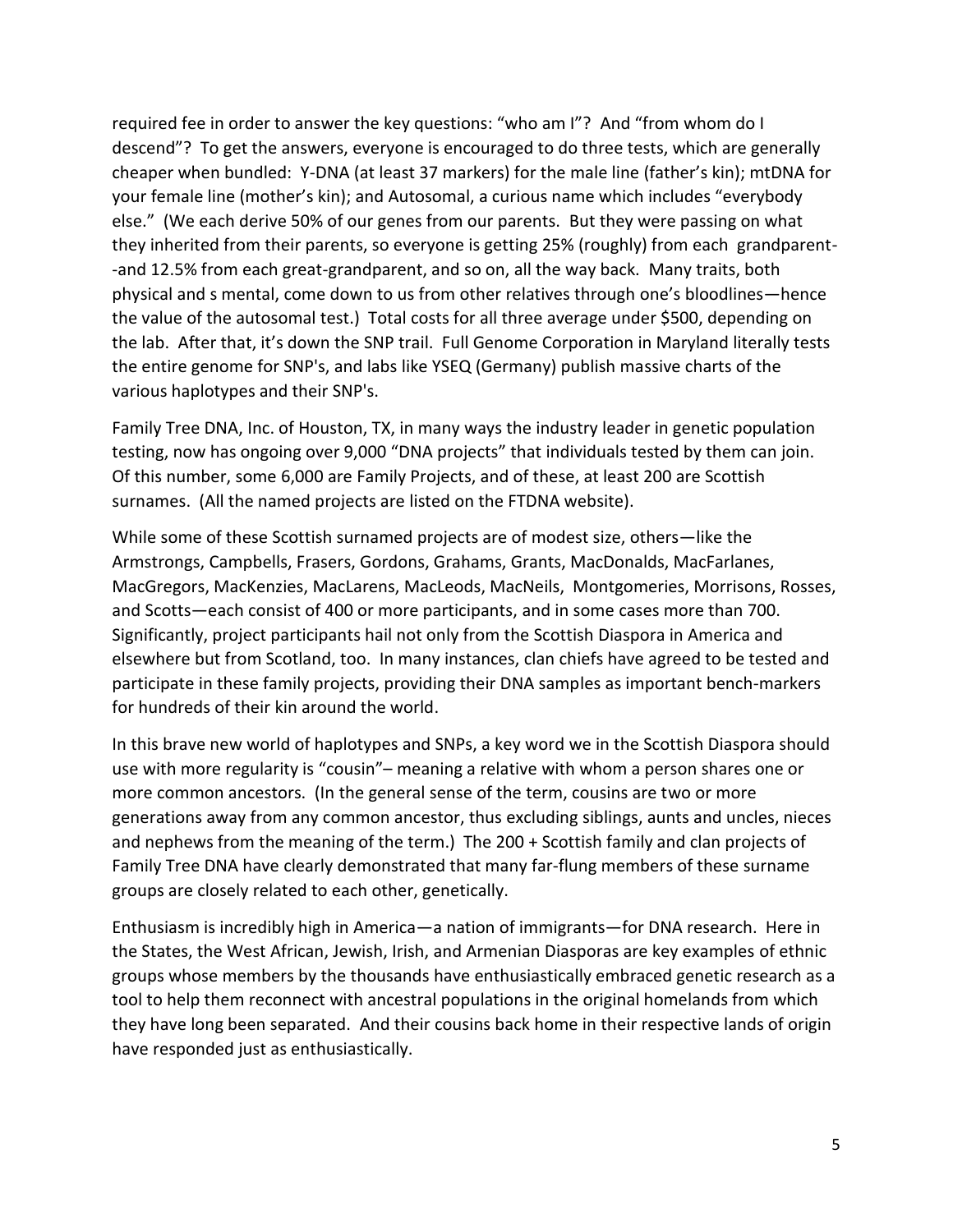required fee in order to answer the key questions: "who am I"? And "from whom do I descend"? To get the answers, everyone is encouraged to do three tests, which are generally cheaper when bundled: Y-DNA (at least 37 markers) for the male line (father's kin); mtDNA for your female line (mother's kin); and Autosomal, a curious name which includes "everybody else." (We each derive 50% of our genes from our parents. But they were passing on what they inherited from their parents, so everyone is getting 25% (roughly) from each grandparent--and 12.5% from each great-grandparent, and so on, all the way back. Many traits, both physical and s mental, come down to us from other relatives through one's bloodlines—hence the value of the autosomal test.) Total costs for all three average under $500, depending on the lab. After that, it's down the SNP trail. Full Genome Corporation in Maryland literally tests the entire genome for SNP's, and labs like YSEQ (Germany) publish massive charts of the various haplotypes and their SNP's.

Family Tree DNA, Inc. of Houston, TX, in many ways the industry leader in genetic population testing, now has ongoing over 9,000 "DNA projects" that individuals tested by them can join. Of this number, some 6,000 are Family Projects, and of these, at least 200 are Scottish surnames. (All the named projects are listed on the FTDNA website).

While some of these Scottish surnamed projects are of modest size, others—like the Armstrongs, Campbells, Frasers, Gordons, Grahams, Grants, MacDonalds, MacFarlanes, MacGregors, MacKenzies, MacLarens, MacLeods, MacNeils, Montgomeries, Morrisons, Rosses, and Scotts—each consist of 400 or more participants, and in some cases more than 700. Significantly, project participants hail not only from the Scottish Diaspora in America and elsewhere but from Scotland, too. In many instances, clan chiefs have agreed to be tested and participate in these family projects, providing their DNA samples as important bench-markers for hundreds of their kin around the world.

In this brave new world of haplotypes and SNPs, a key word we in the Scottish Diaspora should use with more regularity is "cousin"– meaning a relative with whom a person shares one or more common ancestors. (In the general sense of the term, cousins are two or more generations away from any common ancestor, thus excluding siblings, aunts and uncles, nieces and nephews from the meaning of the term.) The 200 + Scottish family and clan projects of Family Tree DNA have clearly demonstrated that many far-flung members of these surname groups are closely related to each other, genetically.

Enthusiasm is incredibly high in America—a nation of immigrants—for DNA research. Here in the States, the West African, Jewish, Irish, and Armenian Diasporas are key examples of ethnic groups whose members by the thousands have enthusiastically embraced genetic research as a tool to help them reconnect with ancestral populations in the original homelands from which they have long been separated. And their cousins back home in their respective lands of origin have responded just as enthusiastically.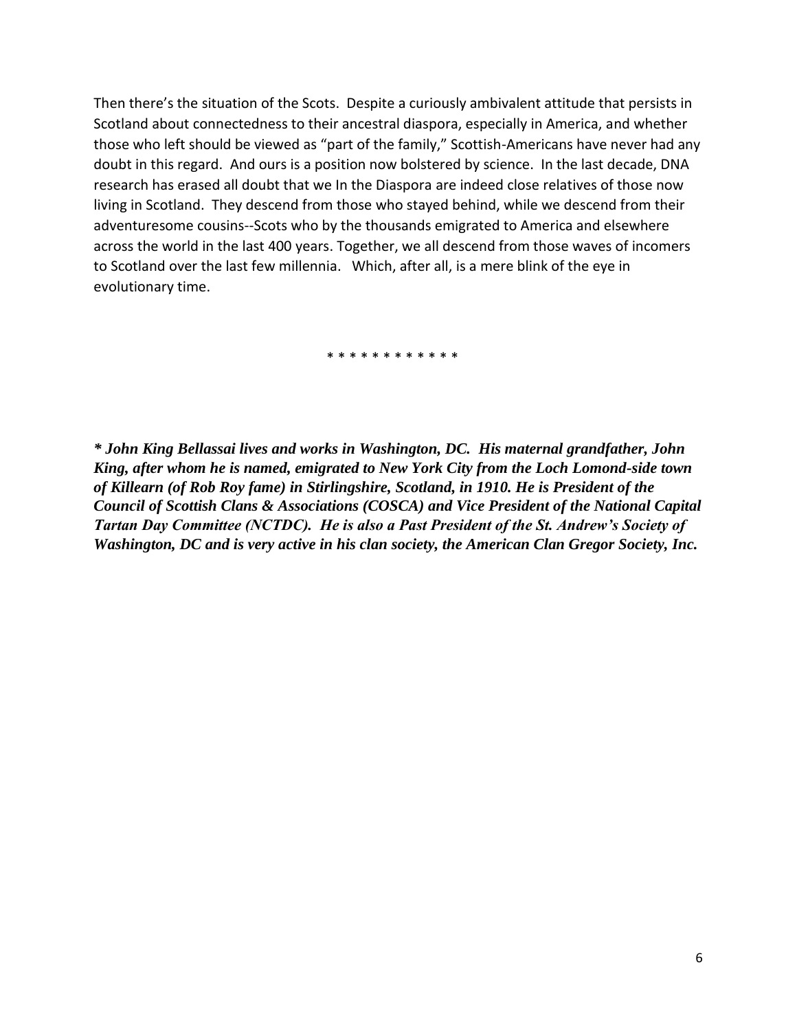Then there's the situation of the Scots. Despite a curiously ambivalent attitude that persists in Scotland about connectedness to their ancestral diaspora, especially in America, and whether those who left should be viewed as "part of the family," Scottish-Americans have never had any doubt in this regard. And ours is a position now bolstered by science. In the last decade, DNA research has erased all doubt that we In the Diaspora are indeed close relatives of those now living in Scotland. They descend from those who stayed behind, while we descend from their adventuresome cousins--Scots who by the thousands emigrated to America and elsewhere across the world in the last 400 years. Together, we all descend from those waves of incomers to Scotland over the last few millennia. Which, after all, is a mere blink of the eye in evolutionary time.

* * * * * * * * * * * *

***\* John King Bellassai lives and works in Washington, DC. His maternal grandfather, John King, after whom he is named, emigrated to New York City from the Loch Lomond-side town of Killearn (of Rob Roy fame) in Stirlingshire, Scotland, in 1910. He is President of the Council of Scottish Clans & Associations (COSCA) and Vice President of the National Capital Tartan Day Committee (NCTDC). He is also a Past President of the St. Andrew's Society of Washington, DC and is very active in his clan society, the American Clan Gregor Society, Inc.***